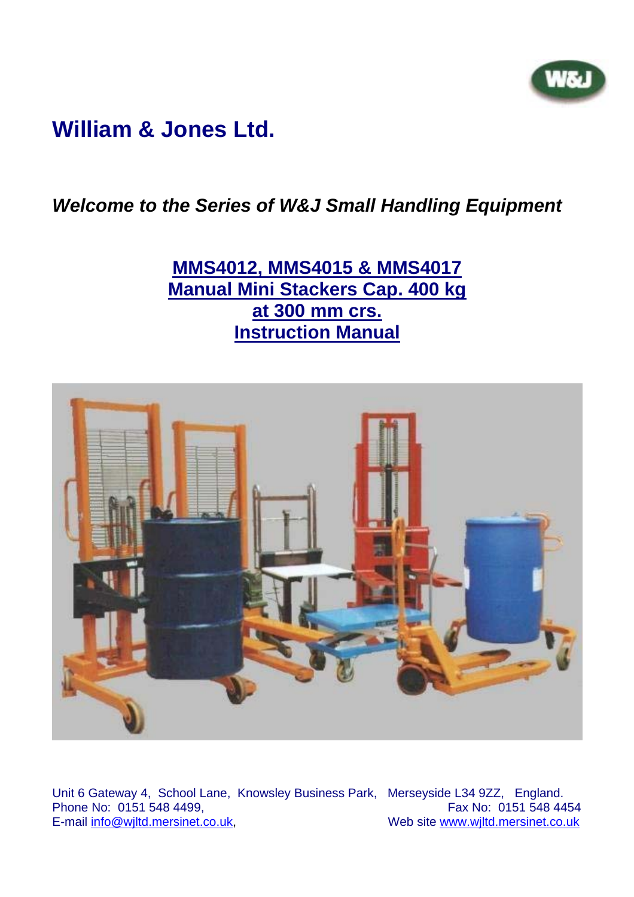# William & Jones Ltd.

***Welcome to the Series of W&J Small Handling Equipment***

## MMS4012, MMS4015 & MMS4017 Manual Mini Stackers Cap. 400 kg at 300 mm crs. Instruction Manual

Unit 6 Gateway 4, School Lane, Knowsley Business Park, Merseyside L34 9ZZ, England.
Phone No: 0151 548 4499, Fax No: 0151 548 4454
E-mail info@wjltd.mersinet.co.uk, Web site www.wjltd.mersinet.co.uk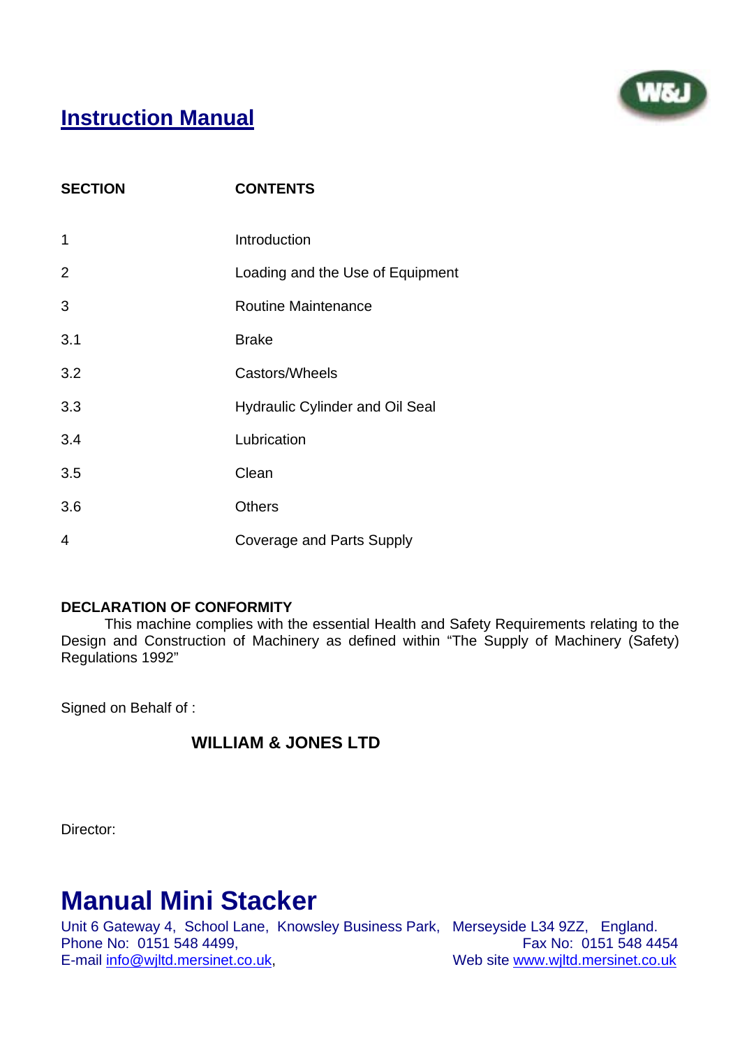# Instruction Manual

| SECTION | CONTENTS |
|---|---|
| 1 | Introduction |
| 2 | Loading and the Use of Equipment |
| 3 | Routine Maintenance |
| 3.1 | Brake |
| 3.2 | Castors/Wheels |
| 3.3 | Hydraulic Cylinder and Oil Seal |
| 3.4 | Lubrication |
| 3.5 | Clean |
| 3.6 | Others |
| 4 | Coverage and Parts Supply |

**DECLARATION OF CONFORMITY**

This machine complies with the essential Health and Safety Requirements relating to the Design and Construction of Machinery as defined within "The Supply of Machinery (Safety) Regulations 1992"

Signed on Behalf of :

**WILLIAM & JONES LTD**

Director:

# Manual Mini Stacker

Unit 6 Gateway 4, School Lane, Knowsley Business Park, Merseyside L34 9ZZ, England.
Phone No: 0151 548 4499, Fax No: 0151 548 4454
E-mail info@wjltd.mersinet.co.uk, Web site www.wjltd.mersinet.co.uk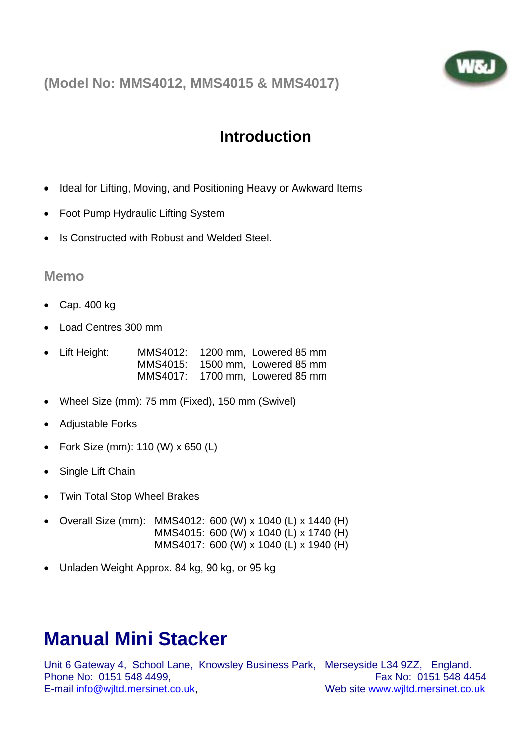(Model No: MMS4012, MMS4015 & MMS4017)

## Introduction

- Ideal for Lifting, Moving, and Positioning Heavy or Awkward Items
- Foot Pump Hydraulic Lifting System
- Is Constructed with Robust and Welded Steel.

### Memo

- Cap. 400 kg
- Load Centres 300 mm
- Lift Height: MMS4012: 1200 mm, Lowered 85 mm
  MMS4015: 1500 mm, Lowered 85 mm
  MMS4017: 1700 mm, Lowered 85 mm
- Wheel Size (mm): 75 mm (Fixed), 150 mm (Swivel)
- Adjustable Forks
- Fork Size (mm): 110 (W) x 650 (L)
- Single Lift Chain
- Twin Total Stop Wheel Brakes
- Overall Size (mm): MMS4012: 600 (W) x 1040 (L) x 1440 (H)
  MMS4015: 600 (W) x 1040 (L) x 1740 (H)
  MMS4017: 600 (W) x 1040 (L) x 1940 (H)
- Unladen Weight Approx. 84 kg, 90 kg, or 95 kg

# Manual Mini Stacker

Unit 6 Gateway 4, School Lane, Knowsley Business Park, Merseyside L34 9ZZ, England.
Phone No: 0151 548 4499, Fax No: 0151 548 4454
E-mail info@wjltd.mersinet.co.uk, Web site www.wjltd.mersinet.co.uk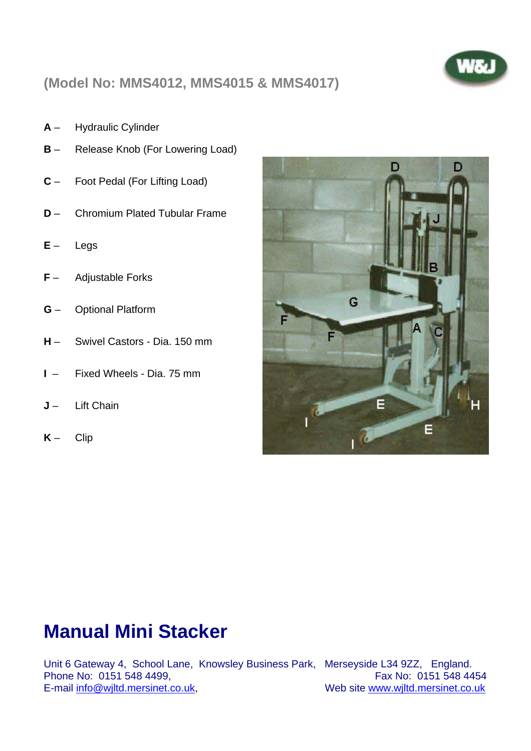(Model No: MMS4012, MMS4015 & MMS4017)

**A** – Hydraulic Cylinder

**B** – Release Knob (For Lowering Load)

**C** – Foot Pedal (For Lifting Load)

**D** – Chromium Plated Tubular Frame

**E** – Legs

**F** – Adjustable Forks

**G** – Optional Platform

**H** – Swivel Castors - Dia. 150 mm

**I** – Fixed Wheels - Dia. 75 mm

**J** – Lift Chain

**K** – Clip

# Manual Mini Stacker

Unit 6 Gateway 4, School Lane, Knowsley Business Park, Merseyside L34 9ZZ, England.
Phone No: 0151 548 4499, Fax No: 0151 548 4454
E-mail info@wjltd.mersinet.co.uk, Web site www.wjltd.mersinet.co.uk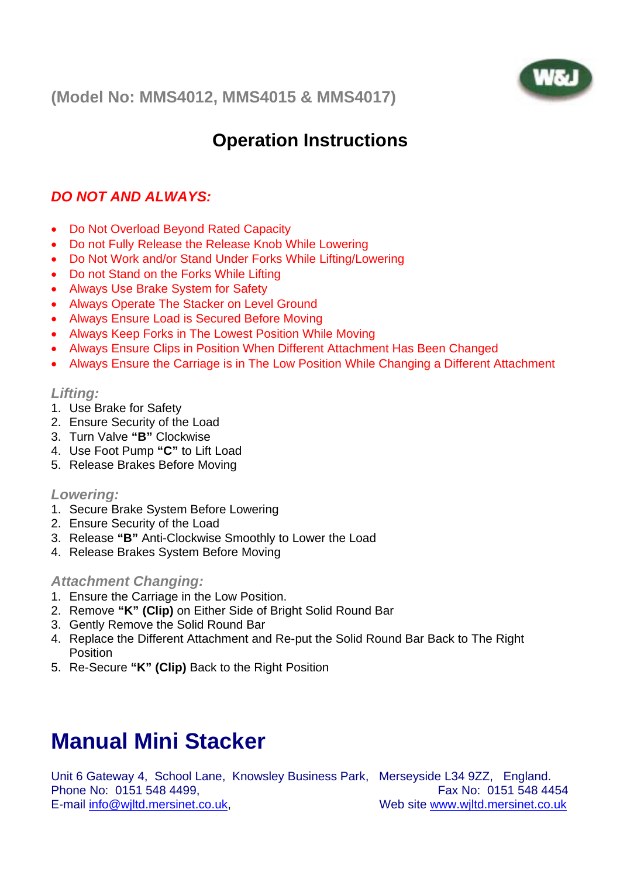(Model No: MMS4012, MMS4015 & MMS4017)

# Operation Instructions

## *DO NOT AND ALWAYS:*

- Do Not Overload Beyond Rated Capacity
- Do not Fully Release the Release Knob While Lowering
- Do Not Work and/or Stand Under Forks While Lifting/Lowering
- Do not Stand on the Forks While Lifting
- Always Use Brake System for Safety
- Always Operate The Stacker on Level Ground
- Always Ensure Load is Secured Before Moving
- Always Keep Forks in The Lowest Position While Moving
- Always Ensure Clips in Position When Different Attachment Has Been Changed
- Always Ensure the Carriage is in The Low Position While Changing a Different Attachment

### *Lifting:*

1. Use Brake for Safety
2. Ensure Security of the Load
3. Turn Valve **"B"** Clockwise
4. Use Foot Pump **"C"** to Lift Load
5. Release Brakes Before Moving

### *Lowering:*

1. Secure Brake System Before Lowering
2. Ensure Security of the Load
3. Release **"B"** Anti-Clockwise Smoothly to Lower the Load
4. Release Brakes System Before Moving

### *Attachment Changing:*

1. Ensure the Carriage in the Low Position.
2. Remove **"K" (Clip)** on Either Side of Bright Solid Round Bar
3. Gently Remove the Solid Round Bar
4. Replace the Different Attachment and Re-put the Solid Round Bar Back to The Right Position
5. Re-Secure **"K" (Clip)** Back to the Right Position

# Manual Mini Stacker

Unit 6 Gateway 4, School Lane, Knowsley Business Park, Merseyside L34 9ZZ, England.
Phone No: 0151 548 4499, Fax No: 0151 548 4454
E-mail info@wjltd.mersinet.co.uk, Web site www.wjltd.mersinet.co.uk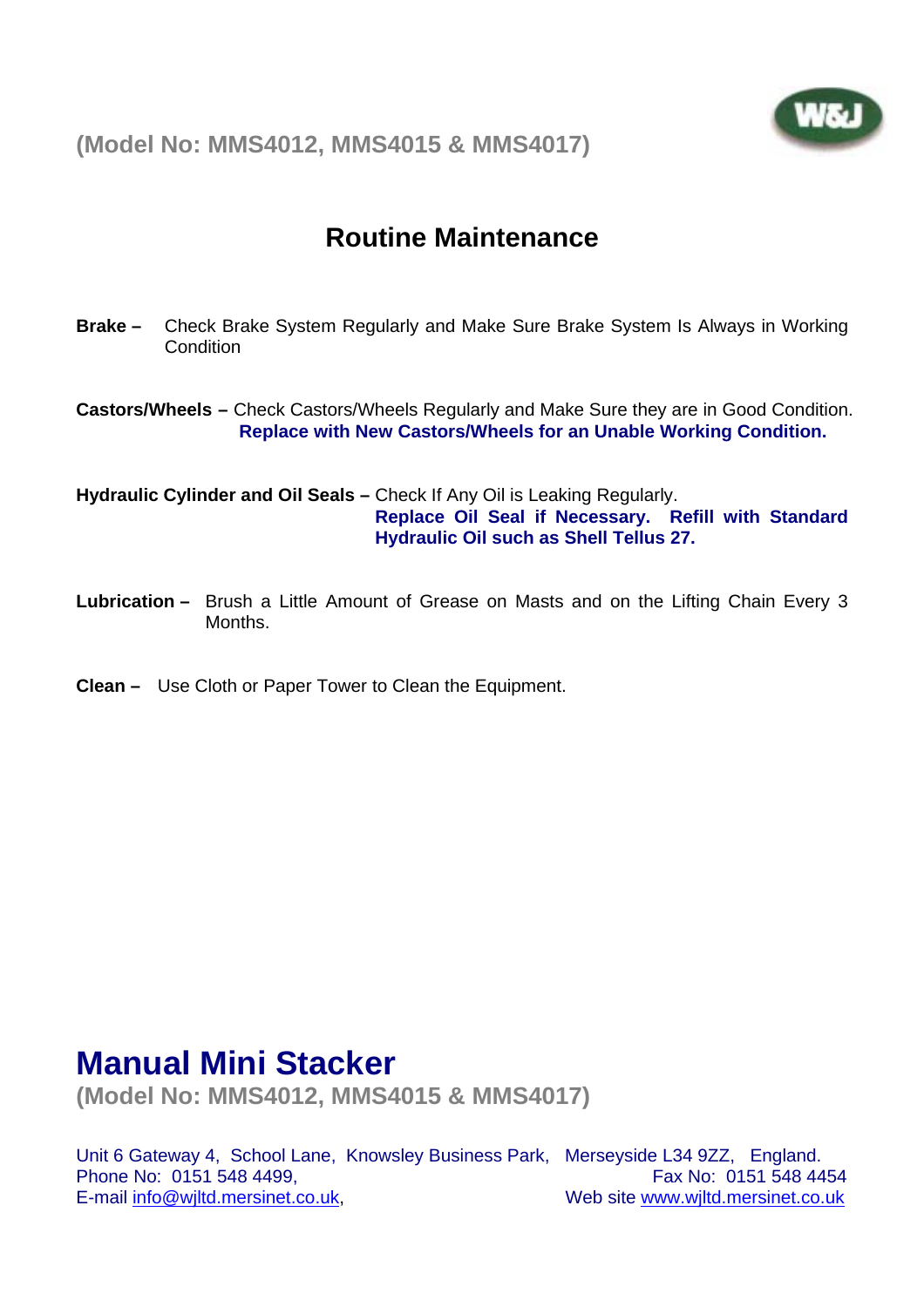# Routine Maintenance

**Brake –** Check Brake System Regularly and Make Sure Brake System Is Always in Working Condition

**Castors/Wheels –** Check Castors/Wheels Regularly and Make Sure they are in Good Condition. **Replace with New Castors/Wheels for an Unable Working Condition.**

**Hydraulic Cylinder and Oil Seals –** Check If Any Oil is Leaking Regularly. **Replace Oil Seal if Necessary. Refill with Standard Hydraulic Oil such as Shell Tellus 27.**

**Lubrication –** Brush a Little Amount of Grease on Masts and on the Lifting Chain Every 3 Months.

**Clean –** Use Cloth or Paper Tower to Clean the Equipment.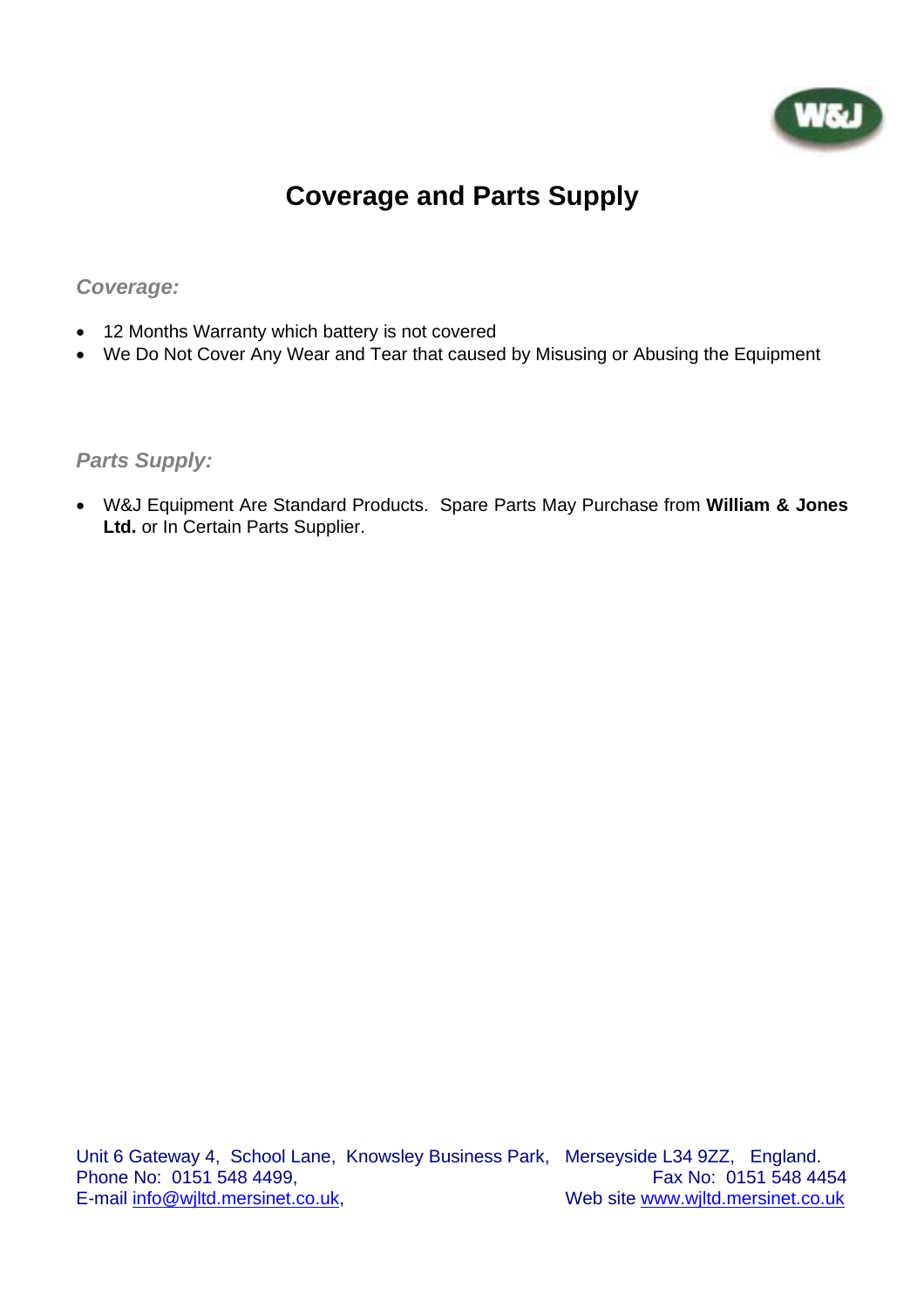# Coverage and Parts Supply

*Coverage:*

- 12 Months Warranty which battery is not covered
- We Do Not Cover Any Wear and Tear that caused by Misusing or Abusing the Equipment

*Parts Supply:*

- W&J Equipment Are Standard Products. Spare Parts May Purchase from **William & Jones Ltd.** or In Certain Parts Supplier.

Unit 6 Gateway 4, School Lane, Knowsley Business Park, Merseyside L34 9ZZ, England.
Phone No: 0151 548 4499, Fax No: 0151 548 4454
E-mail info@wjltd.mersinet.co.uk, Web site www.wjltd.mersinet.co.uk